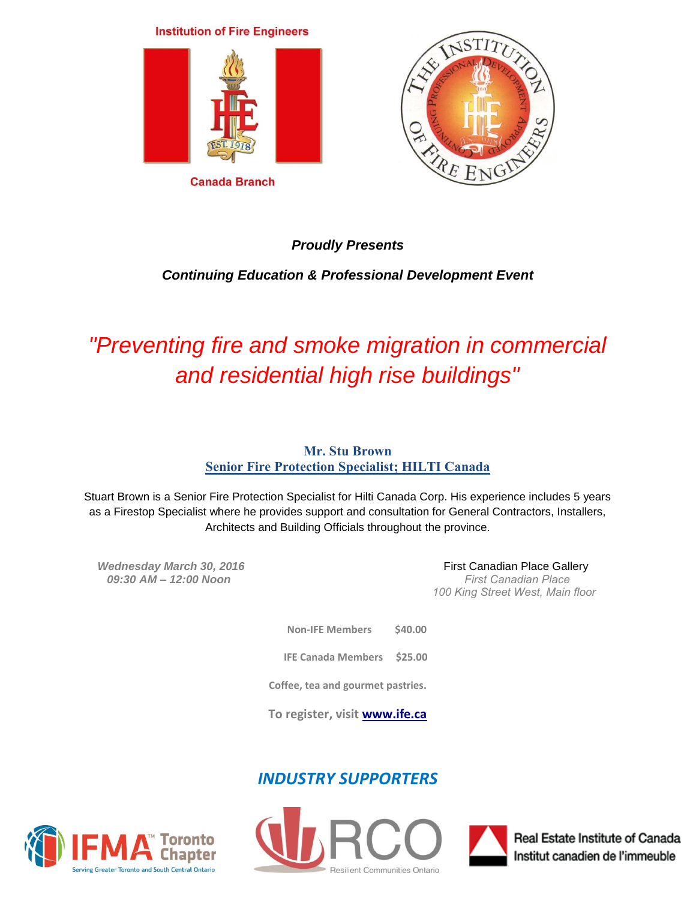Institution of Fire Engineers

Canada Branch

***Proudly Presents***

***Continuing Education & Professional Development Event***

# *"Preventing fire and smoke migration in commercial and residential high rise buildings"*

**Mr. Stu Brown**

**Senior Fire Protection Specialist; HILTI Canada**

Stuart Brown is a Senior Fire Protection Specialist for Hilti Canada Corp. His experience includes 5 years as a Firestop Specialist where he provides support and consultation for General Contractors, Installers, Architects and Building Officials throughout the province.

***Wednesday March 30, 2016***
***09:30 AM – 12:00 Noon***

First Canadian Place Gallery
*First Canadian Place*
*100 King Street West, Main floor*

| | |
|---|---|
| **Non-IFE Members** | **$40.00** |
| **IFE Canada Members** | **$25.00** |

**Coffee, tea and gourmet pastries.**

**To register, visit [www.ife.ca](http://www.ife.ca)**

## *INDUSTRY SUPPORTERS*

IFMA™ Toronto Chapter – Serving Greater Toronto and South Central Ontario

RCO – Resilient Communities Ontario

Real Estate Institute of Canada
Institut canadien de l'immeuble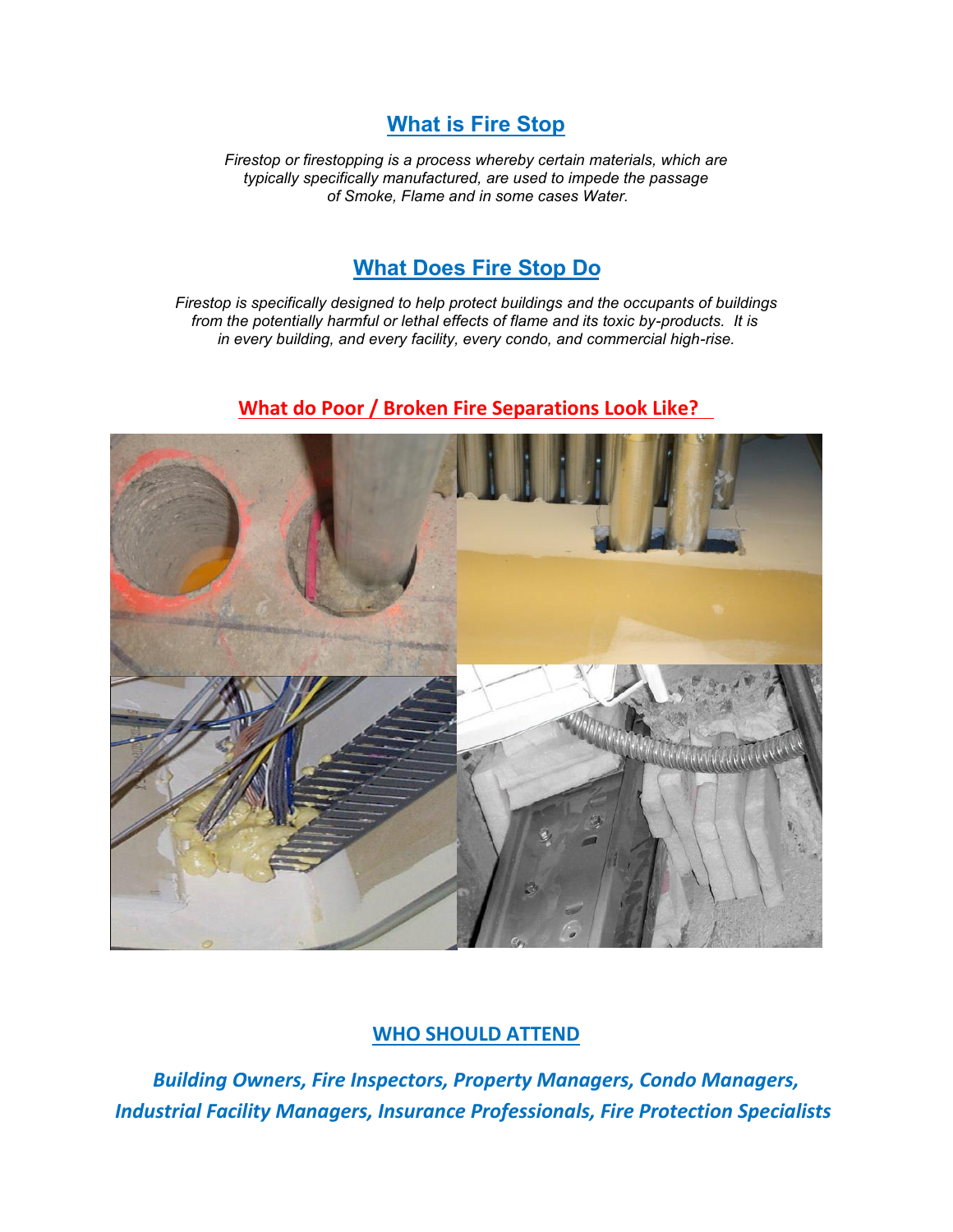## What is Fire Stop

*Firestop or firestopping is a process whereby certain materials, which are typically specifically manufactured, are used to impede the passage of Smoke, Flame and in some cases Water.*

## What Does Fire Stop Do

*Firestop is specifically designed to help protect buildings and the occupants of buildings from the potentially harmful or lethal effects of flame and its toxic by-products. It is in every building, and every facility, every condo, and commercial high-rise.*

## What do Poor / Broken Fire Separations Look Like?

## WHO SHOULD ATTEND

***Building Owners, Fire Inspectors, Property Managers, Condo Managers, Industrial Facility Managers, Insurance Professionals, Fire Protection Specialists***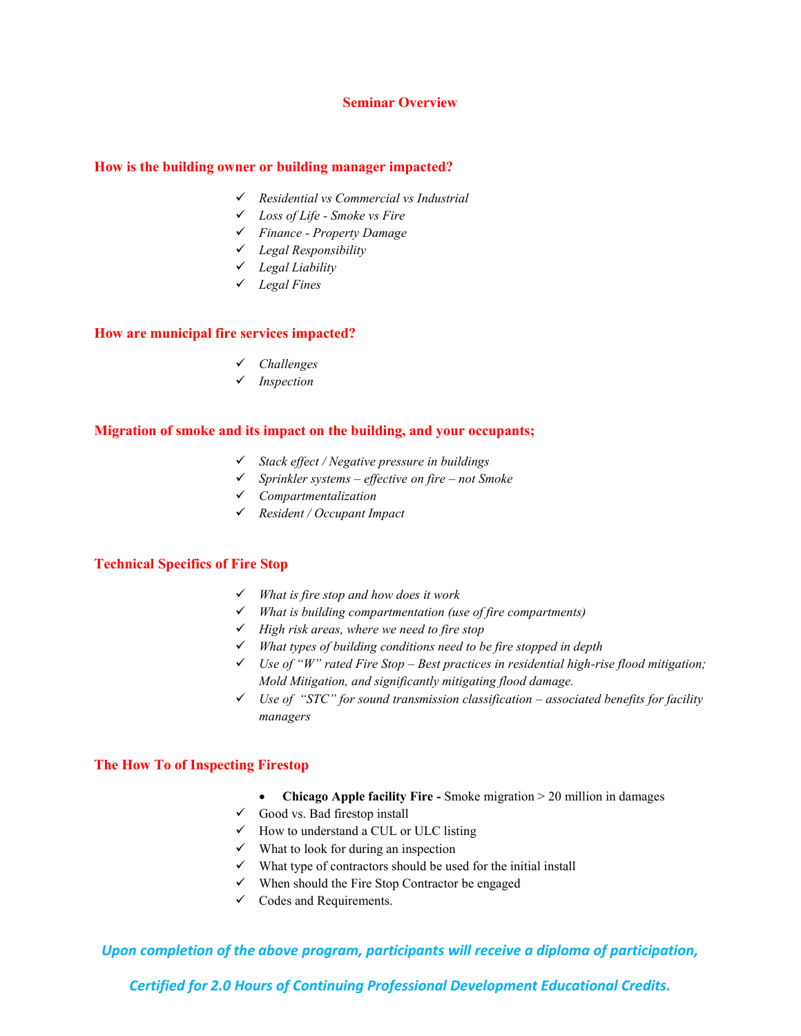# Seminar Overview

## How is the building owner or building manager impacted?

- ✓ *Residential vs Commercial vs Industrial*
- ✓ *Loss of Life - Smoke vs Fire*
- ✓ *Finance - Property Damage*
- ✓ *Legal Responsibility*
- ✓ *Legal Liability*
- ✓ *Legal Fines*

## How are municipal fire services impacted?

- ✓ *Challenges*
- ✓ *Inspection*

## Migration of smoke and its impact on the building, and your occupants;

- ✓ *Stack effect / Negative pressure in buildings*
- ✓ *Sprinkler systems – effective on fire – not Smoke*
- ✓ *Compartmentalization*
- ✓ *Resident / Occupant Impact*

## Technical Specifics of Fire Stop

- ✓ *What is fire stop and how does it work*
- ✓ *What is building compartmentation (use of fire compartments)*
- ✓ *High risk areas, where we need to fire stop*
- ✓ *What types of building conditions need to be fire stopped in depth*
- ✓ *Use of "W" rated Fire Stop – Best practices in residential high-rise flood mitigation; Mold Mitigation, and significantly mitigating flood damage.*
- ✓ *Use of "STC" for sound transmission classification – associated benefits for facility managers*

## The How To of Inspecting Firestop

- **Chicago Apple facility Fire -** Smoke migration > 20 million in damages
- ✓ Good vs. Bad firestop install
- ✓ How to understand a CUL or ULC listing
- ✓ What to look for during an inspection
- ✓ What type of contractors should be used for the initial install
- ✓ When should the Fire Stop Contractor be engaged
- ✓ Codes and Requirements.

***Upon completion of the above program, participants will receive a diploma of participation,***

***Certified for 2.0 Hours of Continuing Professional Development Educational Credits.***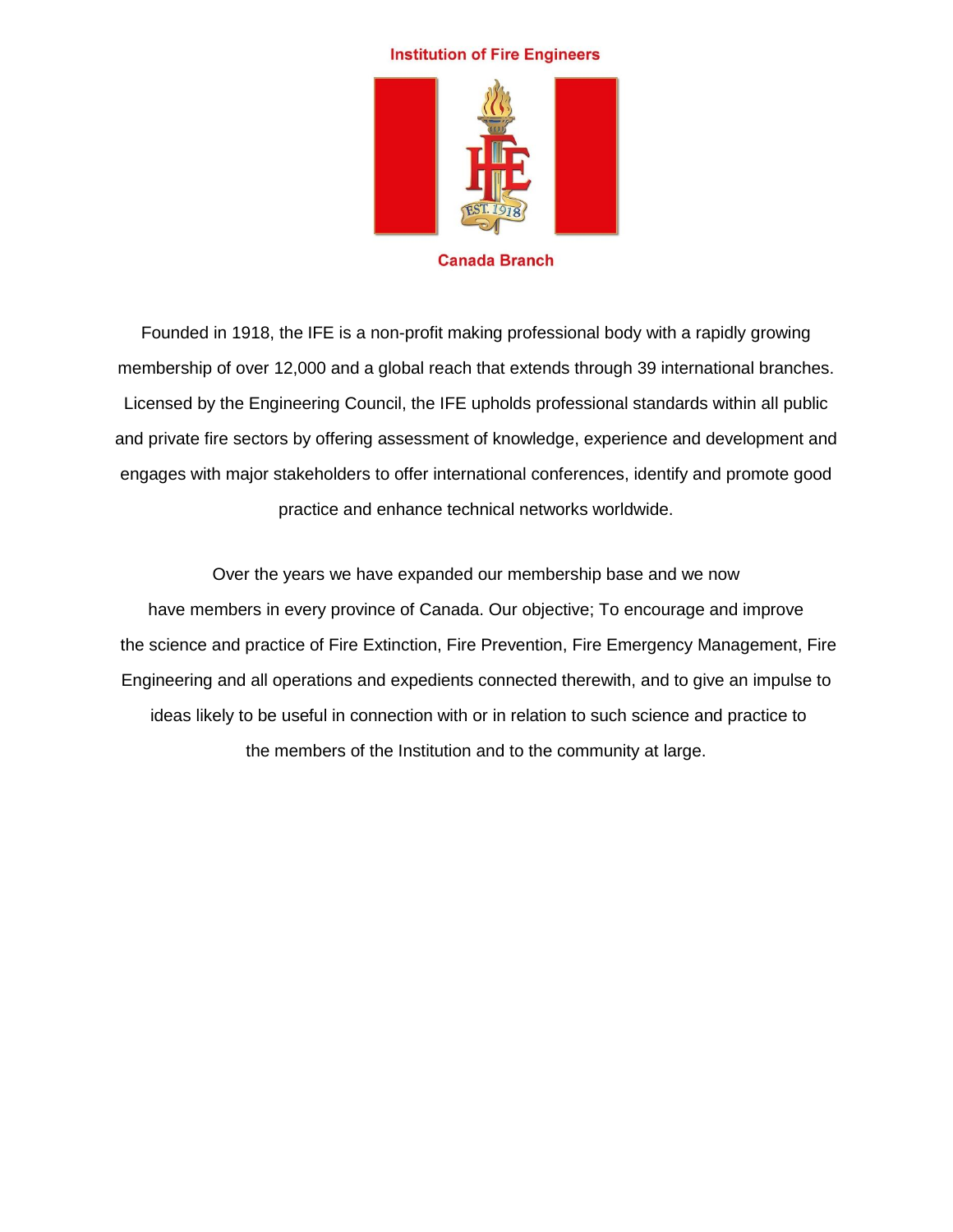**Institution of Fire Engineers**

**Canada Branch**

Founded in 1918, the IFE is a non-profit making professional body with a rapidly growing membership of over 12,000 and a global reach that extends through 39 international branches. Licensed by the Engineering Council, the IFE upholds professional standards within all public and private fire sectors by offering assessment of knowledge, experience and development and engages with major stakeholders to offer international conferences, identify and promote good practice and enhance technical networks worldwide.

Over the years we have expanded our membership base and we now have members in every province of Canada. Our objective; To encourage and improve the science and practice of Fire Extinction, Fire Prevention, Fire Emergency Management, Fire Engineering and all operations and expedients connected therewith, and to give an impulse to ideas likely to be useful in connection with or in relation to such science and practice to the members of the Institution and to the community at large.